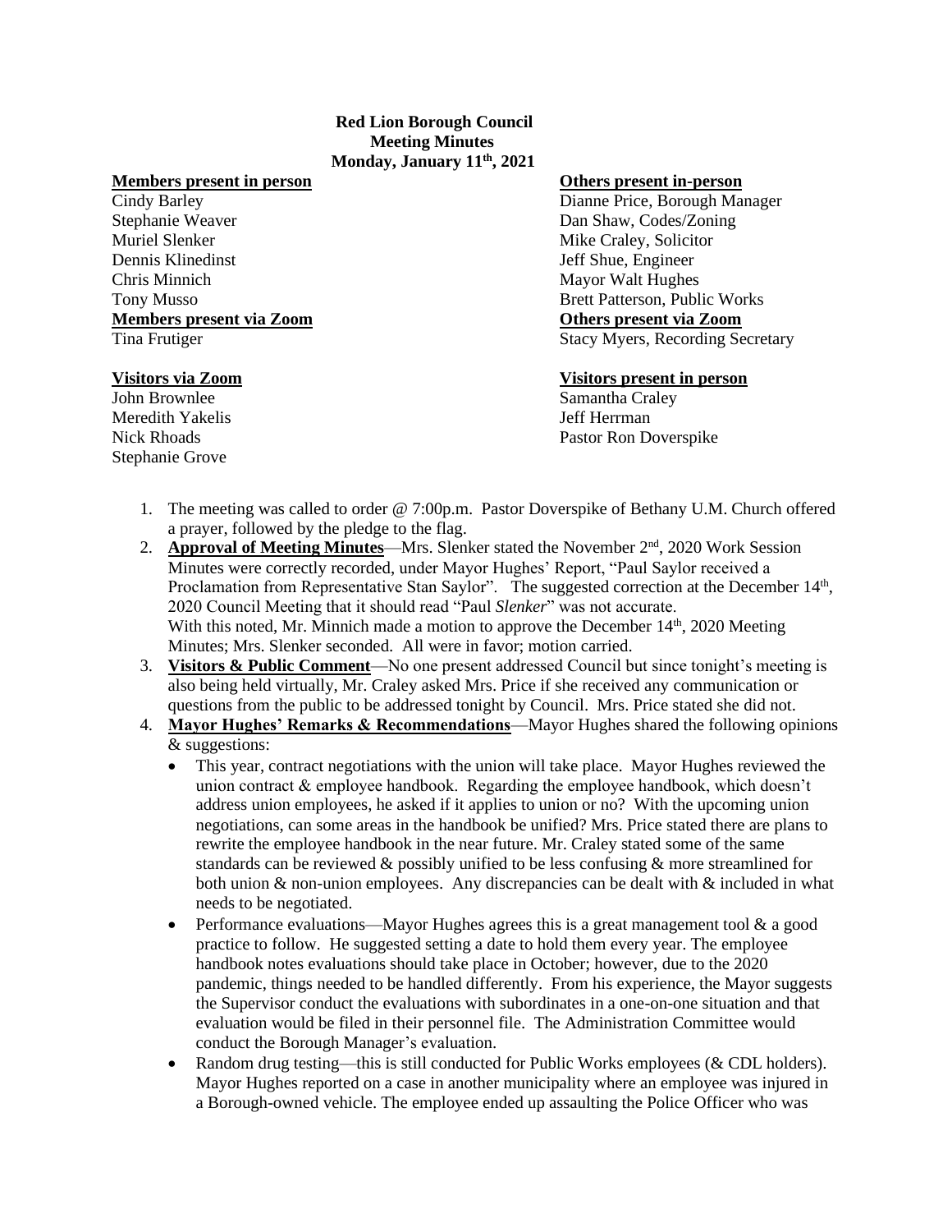**Red Lion Borough Council**
**Meeting Minutes**
**Monday, January 11th, 2021**

**Members present in person**
Cindy Barley
Stephanie Weaver
Muriel Slenker
Dennis Klinedinst
Chris Minnich
Tony Musso

**Members present via Zoom**
Tina Frutiger

**Others present in-person**
Dianne Price, Borough Manager
Dan Shaw, Codes/Zoning
Mike Craley, Solicitor
Jeff Shue, Engineer
Mayor Walt Hughes
Brett Patterson, Public Works

**Others present via Zoom**
Stacy Myers, Recording Secretary

**Visitors via Zoom**
John Brownlee
Meredith Yakelis
Nick Rhoads
Stephanie Grove

**Visitors present in person**
Samantha Craley
Jeff Herrman
Pastor Ron Doverspike

1. The meeting was called to order @ 7:00p.m. Pastor Doverspike of Bethany U.M. Church offered a prayer, followed by the pledge to the flag.
2. **Approval of Meeting Minutes**—Mrs. Slenker stated the November 2nd, 2020 Work Session Minutes were correctly recorded, under Mayor Hughes' Report, "Paul Saylor received a Proclamation from Representative Stan Saylor". The suggested correction at the December 14th, 2020 Council Meeting that it should read "Paul *Slenker*" was not accurate. With this noted, Mr. Minnich made a motion to approve the December 14th, 2020 Meeting Minutes; Mrs. Slenker seconded. All were in favor; motion carried.
3. **Visitors & Public Comment**—No one present addressed Council but since tonight's meeting is also being held virtually, Mr. Craley asked Mrs. Price if she received any communication or questions from the public to be addressed tonight by Council. Mrs. Price stated she did not.
4. **Mayor Hughes' Remarks & Recommendations**—Mayor Hughes shared the following opinions & suggestions:
   - This year, contract negotiations with the union will take place. Mayor Hughes reviewed the union contract & employee handbook. Regarding the employee handbook, which doesn't address union employees, he asked if it applies to union or no? With the upcoming union negotiations, can some areas in the handbook be unified? Mrs. Price stated there are plans to rewrite the employee handbook in the near future. Mr. Craley stated some of the same standards can be reviewed & possibly unified to be less confusing & more streamlined for both union & non-union employees. Any discrepancies can be dealt with & included in what needs to be negotiated.
   - Performance evaluations—Mayor Hughes agrees this is a great management tool & a good practice to follow. He suggested setting a date to hold them every year. The employee handbook notes evaluations should take place in October; however, due to the 2020 pandemic, things needed to be handled differently. From his experience, the Mayor suggests the Supervisor conduct the evaluations with subordinates in a one-on-one situation and that evaluation would be filed in their personnel file. The Administration Committee would conduct the Borough Manager's evaluation.
   - Random drug testing—this is still conducted for Public Works employees (& CDL holders). Mayor Hughes reported on a case in another municipality where an employee was injured in a Borough-owned vehicle. The employee ended up assaulting the Police Officer who was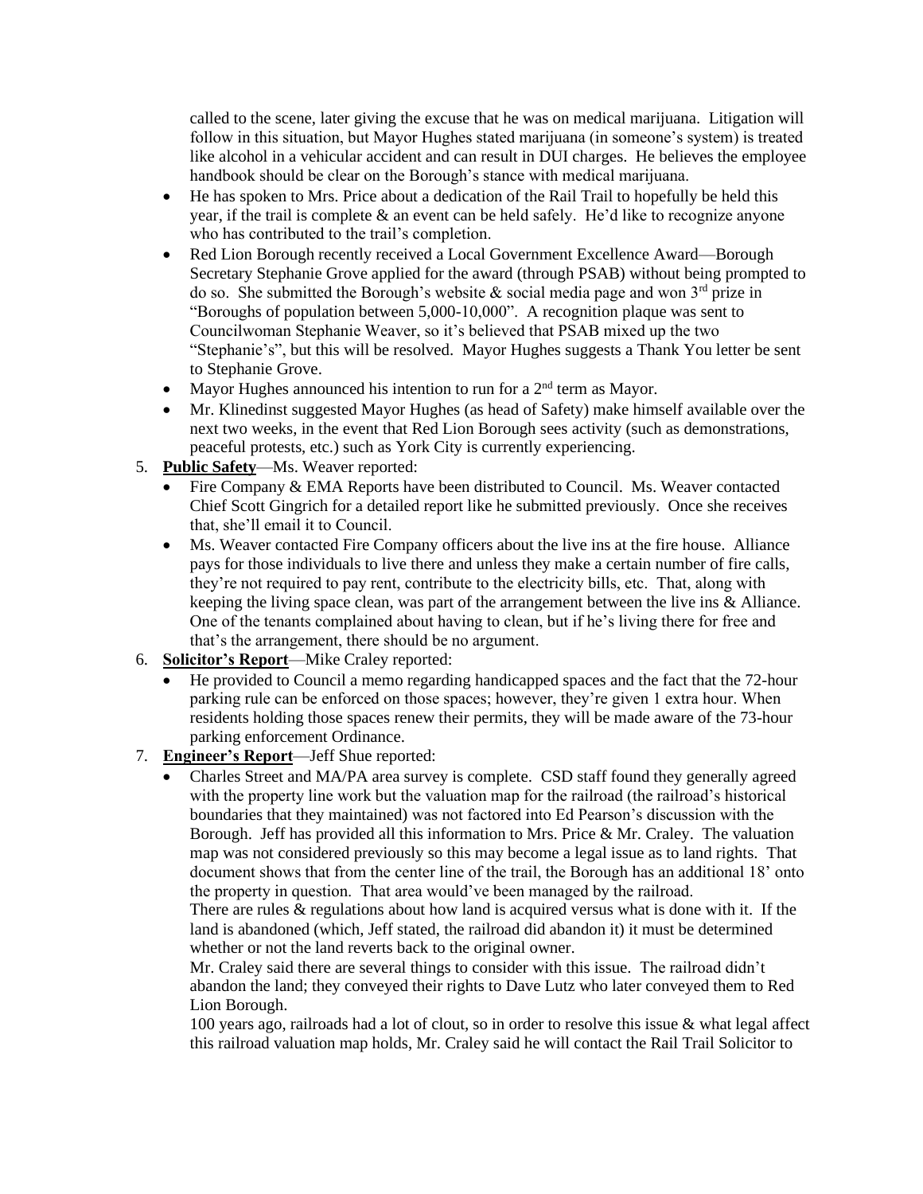called to the scene, later giving the excuse that he was on medical marijuana. Litigation will follow in this situation, but Mayor Hughes stated marijuana (in someone's system) is treated like alcohol in a vehicular accident and can result in DUI charges. He believes the employee handbook should be clear on the Borough's stance with medical marijuana.

- He has spoken to Mrs. Price about a dedication of the Rail Trail to hopefully be held this year, if the trail is complete & an event can be held safely. He'd like to recognize anyone who has contributed to the trail's completion.
- Red Lion Borough recently received a Local Government Excellence Award—Borough Secretary Stephanie Grove applied for the award (through PSAB) without being prompted to do so. She submitted the Borough's website & social media page and won 3rd prize in "Boroughs of population between 5,000-10,000". A recognition plaque was sent to Councilwoman Stephanie Weaver, so it's believed that PSAB mixed up the two "Stephanie's", but this will be resolved. Mayor Hughes suggests a Thank You letter be sent to Stephanie Grove.
- Mayor Hughes announced his intention to run for a 2nd term as Mayor.
- Mr. Klinedinst suggested Mayor Hughes (as head of Safety) make himself available over the next two weeks, in the event that Red Lion Borough sees activity (such as demonstrations, peaceful protests, etc.) such as York City is currently experiencing.

5. **Public Safety**—Ms. Weaver reported:
   - Fire Company & EMA Reports have been distributed to Council. Ms. Weaver contacted Chief Scott Gingrich for a detailed report like he submitted previously. Once she receives that, she'll email it to Council.
   - Ms. Weaver contacted Fire Company officers about the live ins at the fire house. Alliance pays for those individuals to live there and unless they make a certain number of fire calls, they're not required to pay rent, contribute to the electricity bills, etc. That, along with keeping the living space clean, was part of the arrangement between the live ins & Alliance. One of the tenants complained about having to clean, but if he's living there for free and that's the arrangement, there should be no argument.
6. **Solicitor's Report**—Mike Craley reported:
   - He provided to Council a memo regarding handicapped spaces and the fact that the 72-hour parking rule can be enforced on those spaces; however, they're given 1 extra hour. When residents holding those spaces renew their permits, they will be made aware of the 73-hour parking enforcement Ordinance.
7. **Engineer's Report**—Jeff Shue reported:
   - Charles Street and MA/PA area survey is complete. CSD staff found they generally agreed with the property line work but the valuation map for the railroad (the railroad's historical boundaries that they maintained) was not factored into Ed Pearson's discussion with the Borough. Jeff has provided all this information to Mrs. Price & Mr. Craley. The valuation map was not considered previously so this may become a legal issue as to land rights. That document shows that from the center line of the trail, the Borough has an additional 18' onto the property in question. That area would've been managed by the railroad.

     There are rules & regulations about how land is acquired versus what is done with it. If the land is abandoned (which, Jeff stated, the railroad did abandon it) it must be determined whether or not the land reverts back to the original owner.

     Mr. Craley said there are several things to consider with this issue. The railroad didn't abandon the land; they conveyed their rights to Dave Lutz who later conveyed them to Red Lion Borough.

     100 years ago, railroads had a lot of clout, so in order to resolve this issue & what legal affect this railroad valuation map holds, Mr. Craley said he will contact the Rail Trail Solicitor to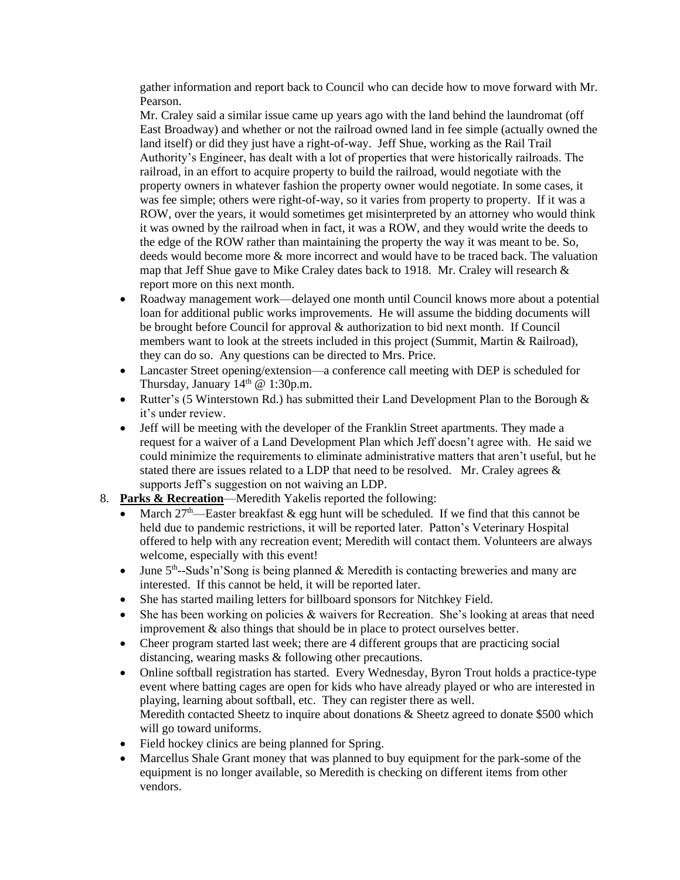gather information and report back to Council who can decide how to move forward with Mr. Pearson.

Mr. Craley said a similar issue came up years ago with the land behind the laundromat (off East Broadway) and whether or not the railroad owned land in fee simple (actually owned the land itself) or did they just have a right-of-way. Jeff Shue, working as the Rail Trail Authority's Engineer, has dealt with a lot of properties that were historically railroads. The railroad, in an effort to acquire property to build the railroad, would negotiate with the property owners in whatever fashion the property owner would negotiate. In some cases, it was fee simple; others were right-of-way, so it varies from property to property. If it was a ROW, over the years, it would sometimes get misinterpreted by an attorney who would think it was owned by the railroad when in fact, it was a ROW, and they would write the deeds to the edge of the ROW rather than maintaining the property the way it was meant to be. So, deeds would become more & more incorrect and would have to be traced back. The valuation map that Jeff Shue gave to Mike Craley dates back to 1918. Mr. Craley will research & report more on this next month.

- Roadway management work—delayed one month until Council knows more about a potential loan for additional public works improvements. He will assume the bidding documents will be brought before Council for approval & authorization to bid next month. If Council members want to look at the streets included in this project (Summit, Martin & Railroad), they can do so. Any questions can be directed to Mrs. Price.
- Lancaster Street opening/extension—a conference call meeting with DEP is scheduled for Thursday, January 14th @ 1:30p.m.
- Rutter's (5 Winterstown Rd.) has submitted their Land Development Plan to the Borough & it's under review.
- Jeff will be meeting with the developer of the Franklin Street apartments. They made a request for a waiver of a Land Development Plan which Jeff doesn't agree with. He said we could minimize the requirements to eliminate administrative matters that aren't useful, but he stated there are issues related to a LDP that need to be resolved. Mr. Craley agrees & supports Jeff's suggestion on not waiving an LDP.

8. **Parks & Recreation**—Meredith Yakelis reported the following:
   - March 27th—Easter breakfast & egg hunt will be scheduled. If we find that this cannot be held due to pandemic restrictions, it will be reported later. Patton's Veterinary Hospital offered to help with any recreation event; Meredith will contact them. Volunteers are always welcome, especially with this event!
   - June 5th--Suds'n'Song is being planned & Meredith is contacting breweries and many are interested. If this cannot be held, it will be reported later.
   - She has started mailing letters for billboard sponsors for Nitchkey Field.
   - She has been working on policies & waivers for Recreation. She's looking at areas that need improvement & also things that should be in place to protect ourselves better.
   - Cheer program started last week; there are 4 different groups that are practicing social distancing, wearing masks & following other precautions.
   - Online softball registration has started. Every Wednesday, Byron Trout holds a practice-type event where batting cages are open for kids who have already played or who are interested in playing, learning about softball, etc. They can register there as well.
     Meredith contacted Sheetz to inquire about donations & Sheetz agreed to donate $500 which will go toward uniforms.
   - Field hockey clinics are being planned for Spring.
   - Marcellus Shale Grant money that was planned to buy equipment for the park-some of the equipment is no longer available, so Meredith is checking on different items from other vendors.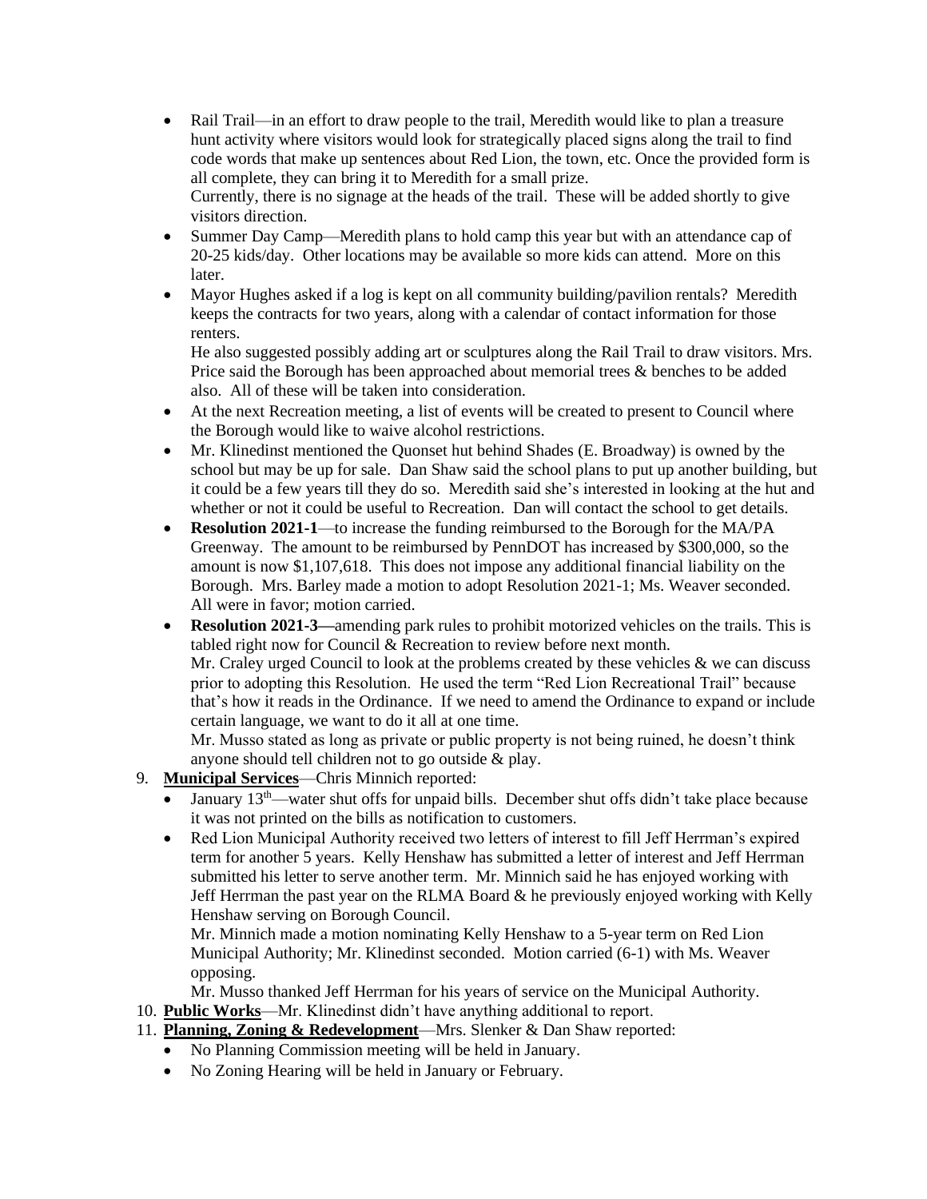- Rail Trail—in an effort to draw people to the trail, Meredith would like to plan a treasure hunt activity where visitors would look for strategically placed signs along the trail to find code words that make up sentences about Red Lion, the town, etc. Once the provided form is all complete, they can bring it to Meredith for a small prize.
  Currently, there is no signage at the heads of the trail. These will be added shortly to give visitors direction.
- Summer Day Camp—Meredith plans to hold camp this year but with an attendance cap of 20-25 kids/day. Other locations may be available so more kids can attend. More on this later.
- Mayor Hughes asked if a log is kept on all community building/pavilion rentals? Meredith keeps the contracts for two years, along with a calendar of contact information for those renters.
  He also suggested possibly adding art or sculptures along the Rail Trail to draw visitors. Mrs. Price said the Borough has been approached about memorial trees & benches to be added also. All of these will be taken into consideration.
- At the next Recreation meeting, a list of events will be created to present to Council where the Borough would like to waive alcohol restrictions.
- Mr. Klinedinst mentioned the Quonset hut behind Shades (E. Broadway) is owned by the school but may be up for sale. Dan Shaw said the school plans to put up another building, but it could be a few years till they do so. Meredith said she's interested in looking at the hut and whether or not it could be useful to Recreation. Dan will contact the school to get details.
- **Resolution 2021-1**—to increase the funding reimbursed to the Borough for the MA/PA Greenway. The amount to be reimbursed by PennDOT has increased by $300,000, so the amount is now $1,107,618. This does not impose any additional financial liability on the Borough. Mrs. Barley made a motion to adopt Resolution 2021-1; Ms. Weaver seconded. All were in favor; motion carried.
- **Resolution 2021-3—**amending park rules to prohibit motorized vehicles on the trails. This is tabled right now for Council & Recreation to review before next month.
  Mr. Craley urged Council to look at the problems created by these vehicles & we can discuss prior to adopting this Resolution. He used the term "Red Lion Recreational Trail" because that's how it reads in the Ordinance. If we need to amend the Ordinance to expand or include certain language, we want to do it all at one time.
  Mr. Musso stated as long as private or public property is not being ruined, he doesn't think anyone should tell children not to go outside & play.

9. **Municipal Services**—Chris Minnich reported:
   - January 13th—water shut offs for unpaid bills. December shut offs didn't take place because it was not printed on the bills as notification to customers.
   - Red Lion Municipal Authority received two letters of interest to fill Jeff Herrman's expired term for another 5 years. Kelly Henshaw has submitted a letter of interest and Jeff Herrman submitted his letter to serve another term. Mr. Minnich said he has enjoyed working with Jeff Herrman the past year on the RLMA Board & he previously enjoyed working with Kelly Henshaw serving on Borough Council.
     Mr. Minnich made a motion nominating Kelly Henshaw to a 5-year term on Red Lion Municipal Authority; Mr. Klinedinst seconded. Motion carried (6-1) with Ms. Weaver opposing.
     Mr. Musso thanked Jeff Herrman for his years of service on the Municipal Authority.
10. **Public Works**—Mr. Klinedinst didn't have anything additional to report.
11. **Planning, Zoning & Redevelopment**—Mrs. Slenker & Dan Shaw reported:
    - No Planning Commission meeting will be held in January.
    - No Zoning Hearing will be held in January or February.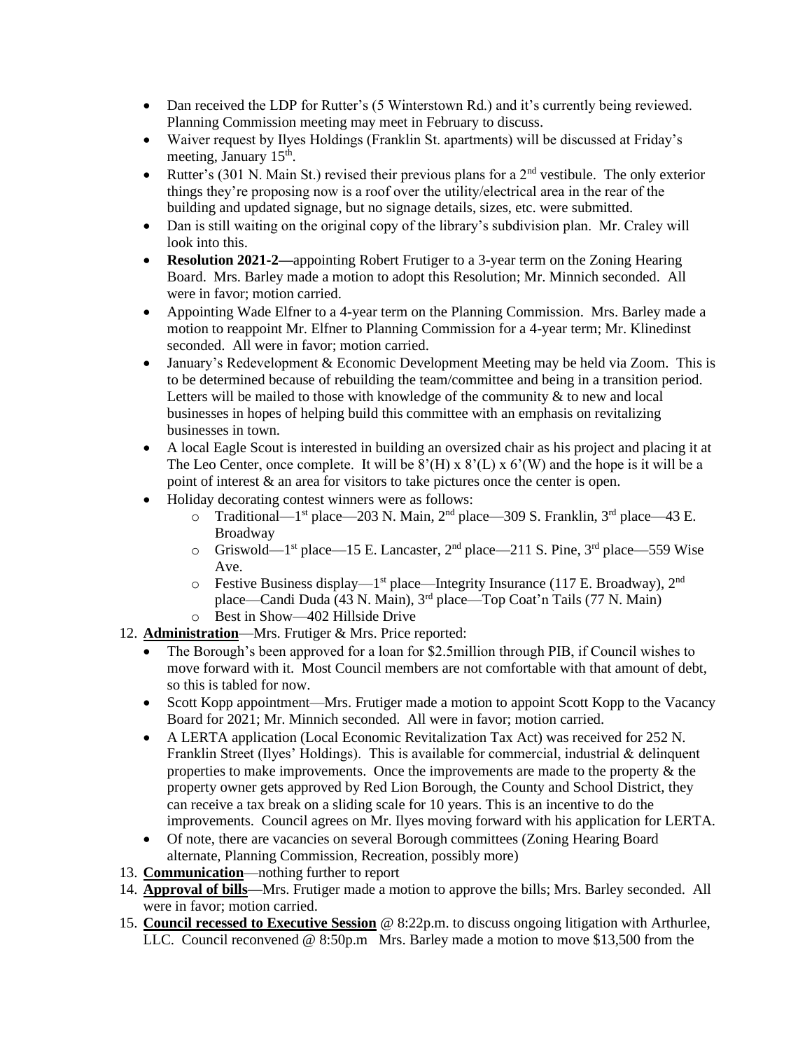- Dan received the LDP for Rutter's (5 Winterstown Rd.) and it's currently being reviewed. Planning Commission meeting may meet in February to discuss.
- Waiver request by Ilyes Holdings (Franklin St. apartments) will be discussed at Friday's meeting, January 15th.
- Rutter's (301 N. Main St.) revised their previous plans for a 2nd vestibule. The only exterior things they're proposing now is a roof over the utility/electrical area in the rear of the building and updated signage, but no signage details, sizes, etc. were submitted.
- Dan is still waiting on the original copy of the library's subdivision plan. Mr. Craley will look into this.
- **Resolution 2021-2—**appointing Robert Frutiger to a 3-year term on the Zoning Hearing Board. Mrs. Barley made a motion to adopt this Resolution; Mr. Minnich seconded. All were in favor; motion carried.
- Appointing Wade Elfner to a 4-year term on the Planning Commission. Mrs. Barley made a motion to reappoint Mr. Elfner to Planning Commission for a 4-year term; Mr. Klinedinst seconded. All were in favor; motion carried.
- January's Redevelopment & Economic Development Meeting may be held via Zoom. This is to be determined because of rebuilding the team/committee and being in a transition period. Letters will be mailed to those with knowledge of the community & to new and local businesses in hopes of helping build this committee with an emphasis on revitalizing businesses in town.
- A local Eagle Scout is interested in building an oversized chair as his project and placing it at The Leo Center, once complete. It will be 8'(H) x 8'(L) x 6'(W) and the hope is it will be a point of interest & an area for visitors to take pictures once the center is open.
- Holiday decorating contest winners were as follows:
  - Traditional—1st place—203 N. Main, 2nd place—309 S. Franklin, 3rd place—43 E. Broadway
  - Griswold—1st place—15 E. Lancaster, 2nd place—211 S. Pine, 3rd place—559 Wise Ave.
  - Festive Business display—1st place—Integrity Insurance (117 E. Broadway), 2nd place—Candi Duda (43 N. Main), 3rd place—Top Coat'n Tails (77 N. Main)
  - Best in Show—402 Hillside Drive

12. **Administration**—Mrs. Frutiger & Mrs. Price reported:
    - The Borough's been approved for a loan for $2.5million through PIB, if Council wishes to move forward with it. Most Council members are not comfortable with that amount of debt, so this is tabled for now.
    - Scott Kopp appointment—Mrs. Frutiger made a motion to appoint Scott Kopp to the Vacancy Board for 2021; Mr. Minnich seconded. All were in favor; motion carried.
    - A LERTA application (Local Economic Revitalization Tax Act) was received for 252 N. Franklin Street (Ilyes' Holdings). This is available for commercial, industrial & delinquent properties to make improvements. Once the improvements are made to the property & the property owner gets approved by Red Lion Borough, the County and School District, they can receive a tax break on a sliding scale for 10 years. This is an incentive to do the improvements. Council agrees on Mr. Ilyes moving forward with his application for LERTA.
    - Of note, there are vacancies on several Borough committees (Zoning Hearing Board alternate, Planning Commission, Recreation, possibly more)
13. **Communication**—nothing further to report
14. **Approval of bills—**Mrs. Frutiger made a motion to approve the bills; Mrs. Barley seconded. All were in favor; motion carried.
15. **Council recessed to Executive Session** @ 8:22p.m. to discuss ongoing litigation with Arthurlee, LLC. Council reconvened @ 8:50p.m Mrs. Barley made a motion to move $13,500 from the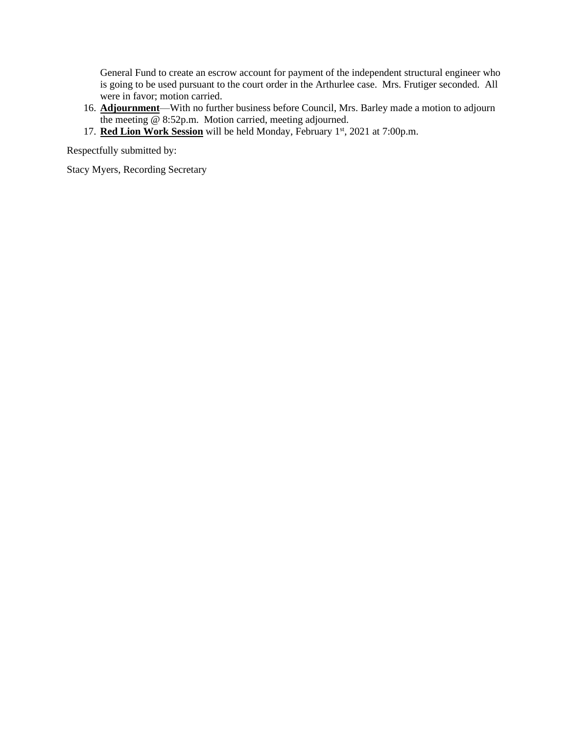General Fund to create an escrow account for payment of the independent structural engineer who is going to be used pursuant to the court order in the Arthurlee case. Mrs. Frutiger seconded. All were in favor; motion carried.

16. **Adjournment**—With no further business before Council, Mrs. Barley made a motion to adjourn the meeting @ 8:52p.m. Motion carried, meeting adjourned.
17. **Red Lion Work Session** will be held Monday, February 1st, 2021 at 7:00p.m.

Respectfully submitted by:

Stacy Myers, Recording Secretary